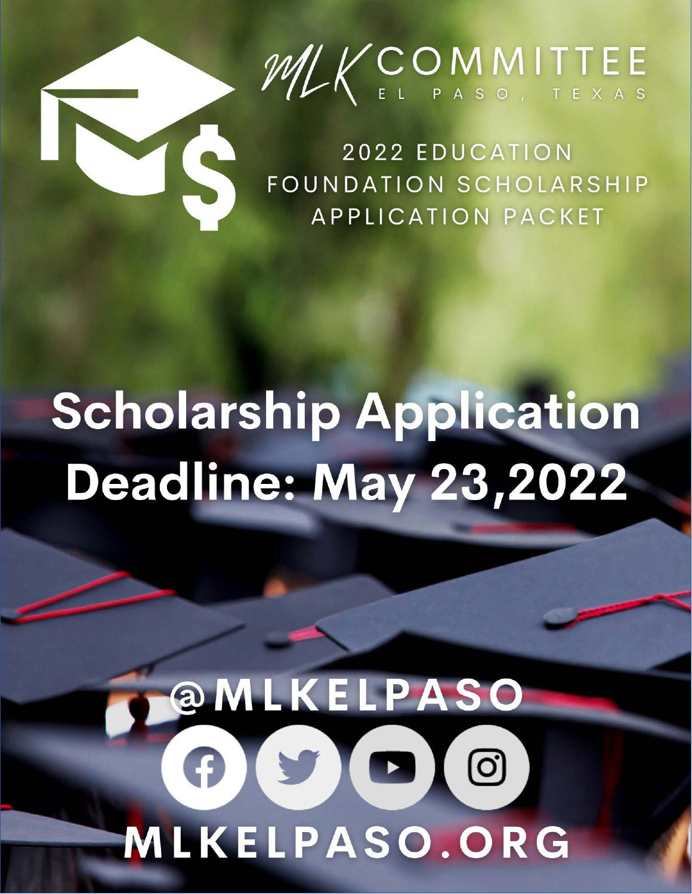# MLK COMMITTEE

EL PASO, TEXAS

## 2022 EDUCATION FOUNDATION SCHOLARSHIP APPLICATION PACKET

# Scholarship Application Deadline: May 23,2022

@MLKELPASO

MLKELPASO.ORG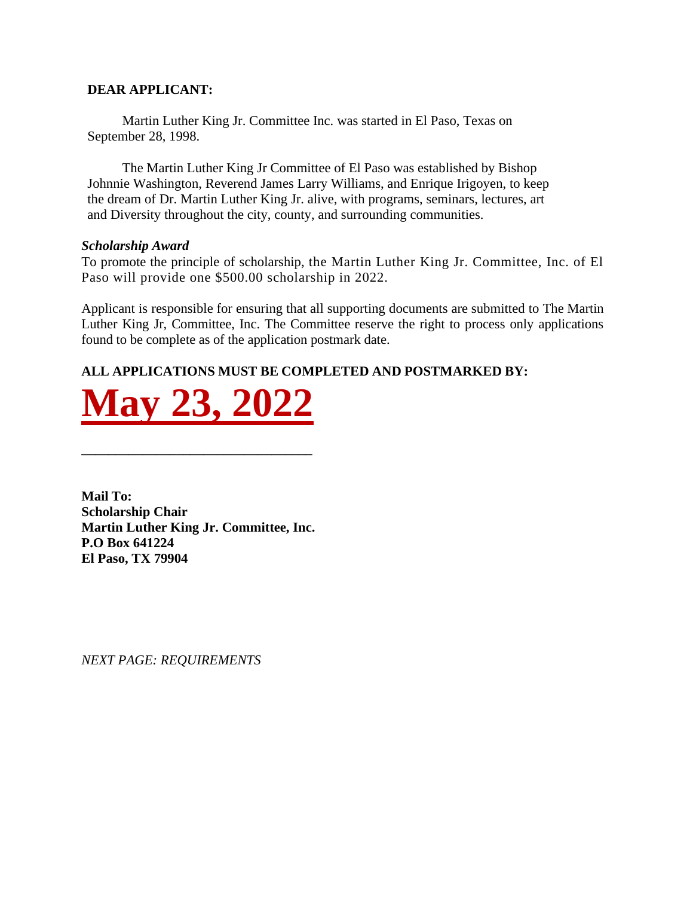**DEAR APPLICANT:**

Martin Luther King Jr. Committee Inc. was started in El Paso, Texas on September 28, 1998.

The Martin Luther King Jr Committee of El Paso was established by Bishop Johnnie Washington, Reverend James Larry Williams, and Enrique Irigoyen, to keep the dream of Dr. Martin Luther King Jr. alive, with programs, seminars, lectures, art and Diversity throughout the city, county, and surrounding communities.

***Scholarship Award***

To promote the principle of scholarship, the Martin Luther King Jr. Committee, Inc. of El Paso will provide one $500.00 scholarship in 2022.

Applicant is responsible for ensuring that all supporting documents are submitted to The Martin Luther King Jr, Committee, Inc. The Committee reserve the right to process only applications found to be complete as of the application postmark date.

**ALL APPLICATIONS MUST BE COMPLETED AND POSTMARKED BY:**

# **May 23, 2022**

**Mail To:**
**Scholarship Chair**
**Martin Luther King Jr. Committee, Inc.**
**P.O Box 641224**
**El Paso, TX 79904**

*NEXT PAGE: REQUIREMENTS*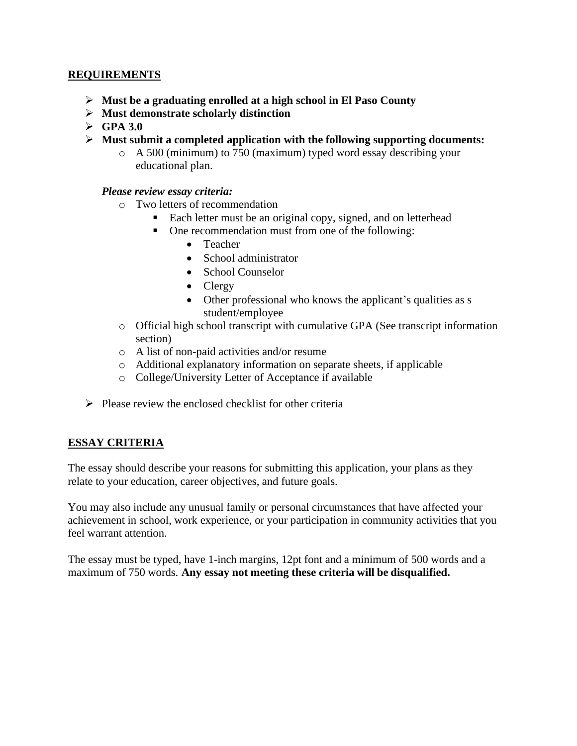## REQUIREMENTS

- **Must be a graduating enrolled at a high school in El Paso County**
- **Must demonstrate scholarly distinction**
- **GPA 3.0**
- **Must submit a completed application with the following supporting documents:**
  - A 500 (minimum) to 750 (maximum) typed word essay describing your educational plan.

  ***Please review essay criteria:***
  - Two letters of recommendation
    - Each letter must be an original copy, signed, and on letterhead
    - One recommendation must from one of the following:
      - Teacher
      - School administrator
      - School Counselor
      - Clergy
      - Other professional who knows the applicant's qualities as s student/employee
  - Official high school transcript with cumulative GPA (See transcript information section)
  - A list of non-paid activities and/or resume
  - Additional explanatory information on separate sheets, if applicable
  - College/University Letter of Acceptance if available

- Please review the enclosed checklist for other criteria

## ESSAY CRITERIA

The essay should describe your reasons for submitting this application, your plans as they relate to your education, career objectives, and future goals.

You may also include any unusual family or personal circumstances that have affected your achievement in school, work experience, or your participation in community activities that you feel warrant attention.

The essay must be typed, have 1-inch margins, 12pt font and a minimum of 500 words and a maximum of 750 words. **Any essay not meeting these criteria will be disqualified.**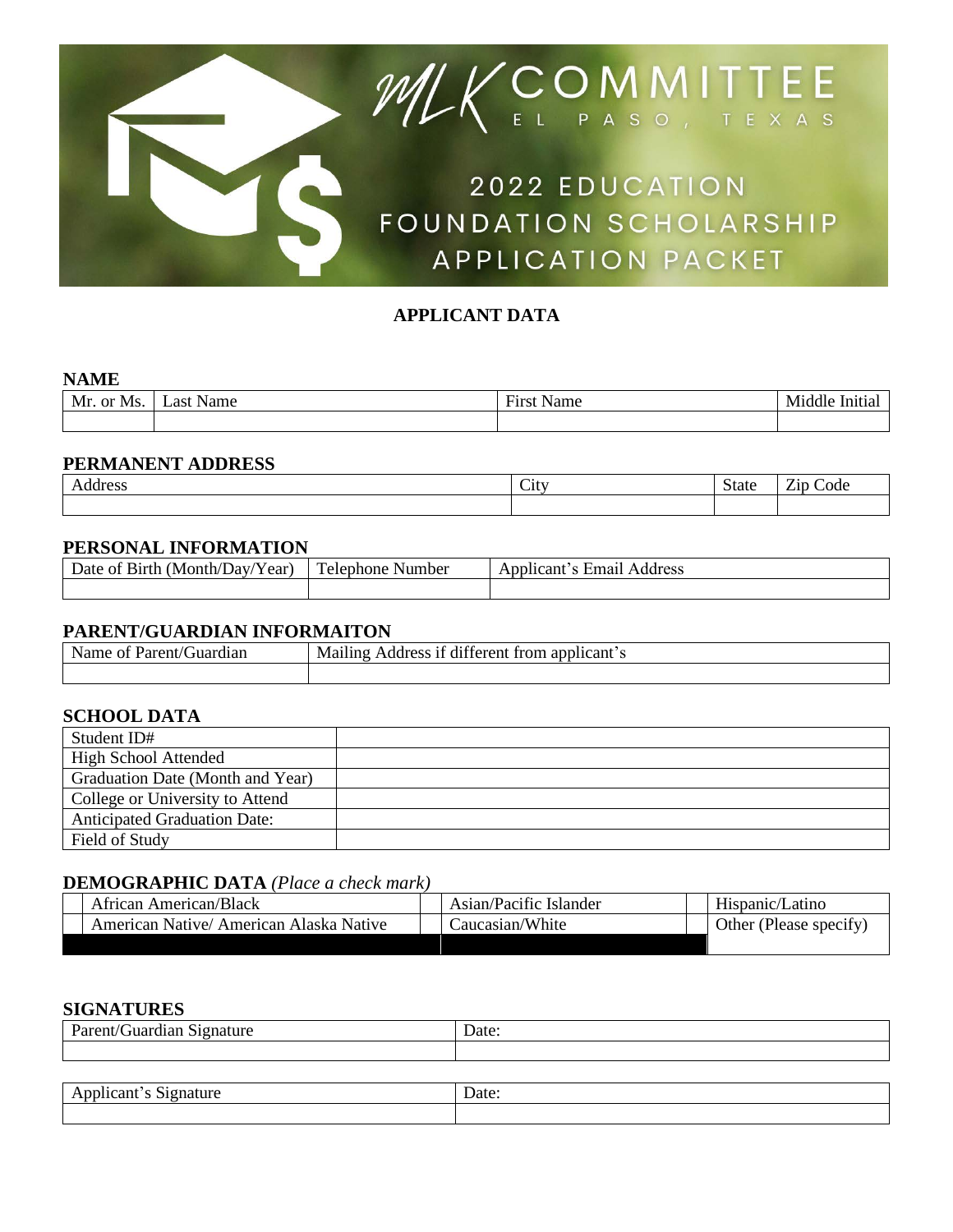MLK COMMITTEE

EL PASO, TEXAS

# 2022 EDUCATION FOUNDATION SCHOLARSHIP APPLICATION PACKET

## APPLICANT DATA

### NAME

| Mr. or Ms. | Last Name | First Name | Middle Initial |
|---|---|---|---|
| | | | |

### PERMANENT ADDRESS

| Address | City | State | Zip Code |
|---|---|---|---|
| | | | |

### PERSONAL INFORMATION

| Date of Birth (Month/Day/Year) | Telephone Number | Applicant's Email Address |
|---|---|---|
| | | |

### PARENT/GUARDIAN INFORMAITON

| Name of Parent/Guardian | Mailing Address if different from applicant's |
|---|---|
| | |

### SCHOOL DATA

| | |
|---|---|
| Student ID# | |
| High School Attended | |
| Graduation Date (Month and Year) | |
| College or University to Attend | |
| Anticipated Graduation Date: | |
| Field of Study | |

### DEMOGRAPHIC DATA *(Place a check mark)*

| | | | | | |
|---|---|---|---|---|---|
| | African American/Black | | Asian/Pacific Islander | | Hispanic/Latino |
| | American Native/ American Alaska Native | | Caucasian/White | | Other (Please specify) |

### SIGNATURES

| Parent/Guardian Signature | Date: |
|---|---|
| | |

| Applicant's Signature | Date: |
|---|---|
| | |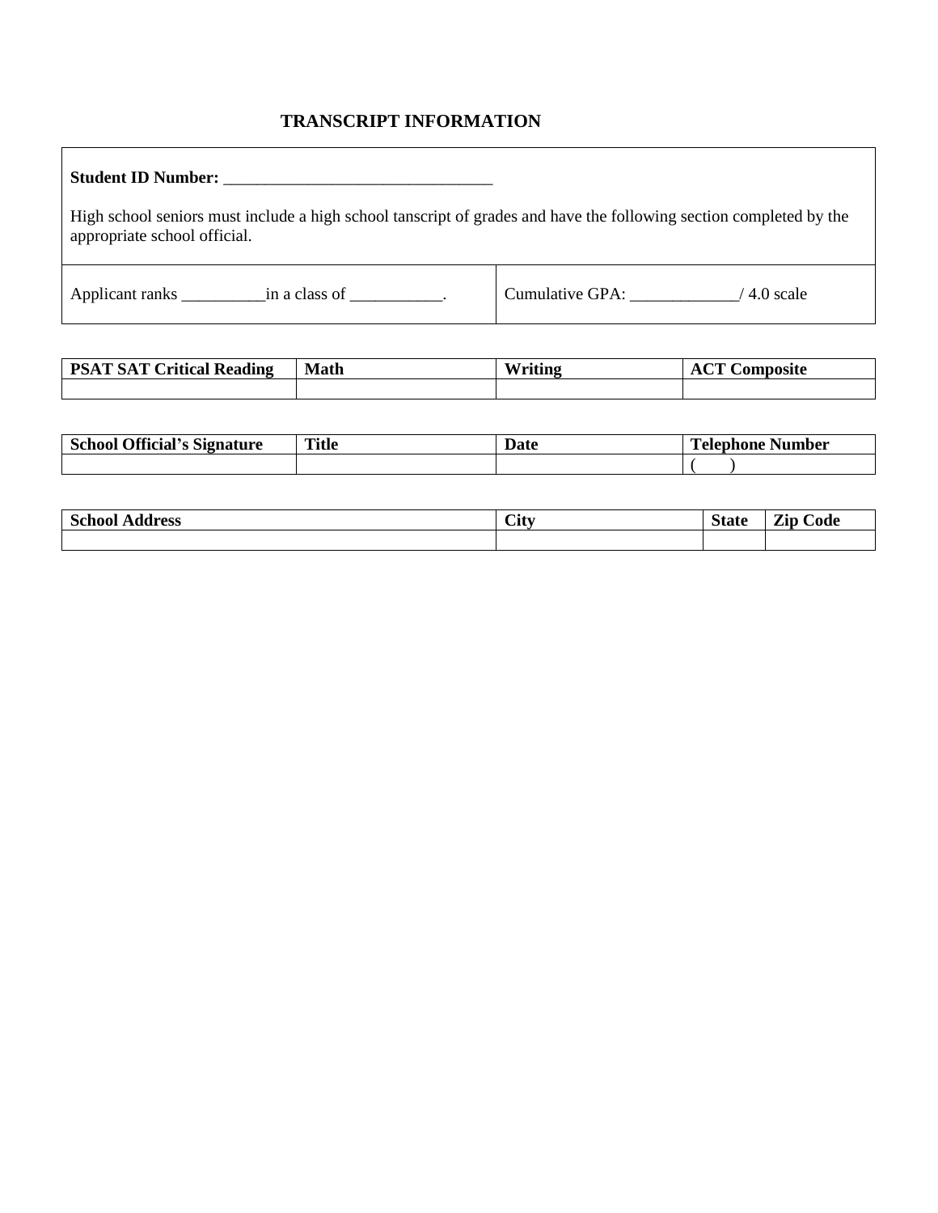# TRANSCRIPT INFORMATION

**Student ID Number:** ________________________________

High school seniors must include a high school tanscript of grades and have the following section completed by the appropriate school official.

| Applicant ranks __________in a class of ___________. | Cumulative GPA: _____________/ 4.0 scale |
|---|---|

| PSAT SAT Critical Reading | Math | Writing | ACT Composite |
|---|---|---|---|
| | | | |

| School Official's Signature | Title | Date | Telephone Number |
|---|---|---|---|
| | | | (      ) |

| School Address | City | State | Zip Code |
|---|---|---|---|
| | | | |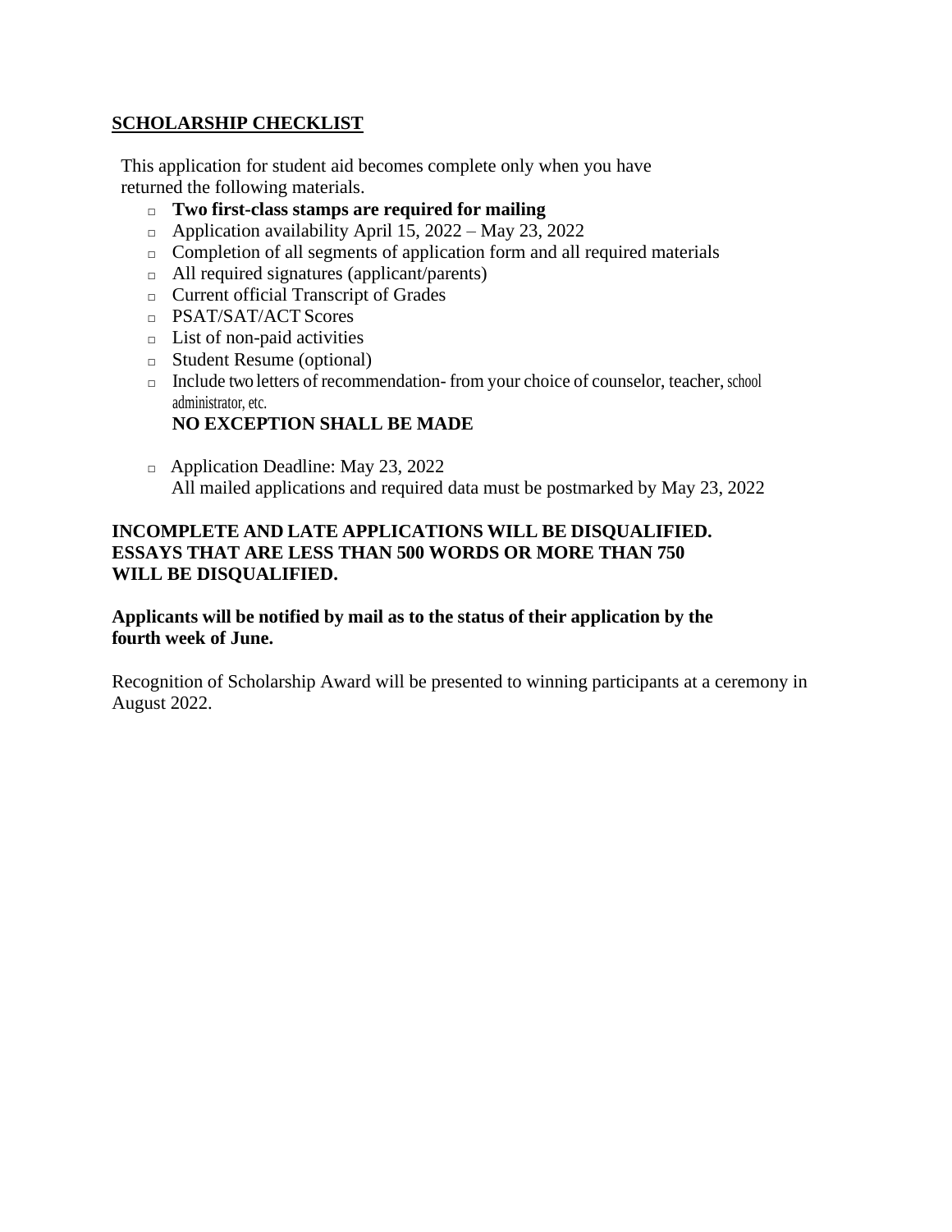## SCHOLARSHIP CHECKLIST

This application for student aid becomes complete only when you have returned the following materials.

- **Two first-class stamps are required for mailing**
- Application availability April 15, 2022 – May 23, 2022
- Completion of all segments of application form and all required materials
- All required signatures (applicant/parents)
- Current official Transcript of Grades
- PSAT/SAT/ACT Scores
- List of non-paid activities
- Student Resume (optional)
- Include two letters of recommendation- from your choice of counselor, teacher, school administrator, etc.

  **NO EXCEPTION SHALL BE MADE**

- Application Deadline: May 23, 2022

  All mailed applications and required data must be postmarked by May 23, 2022

**INCOMPLETE AND LATE APPLICATIONS WILL BE DISQUALIFIED. ESSAYS THAT ARE LESS THAN 500 WORDS OR MORE THAN 750 WILL BE DISQUALIFIED.**

**Applicants will be notified by mail as to the status of their application by the fourth week of June.**

Recognition of Scholarship Award will be presented to winning participants at a ceremony in August 2022.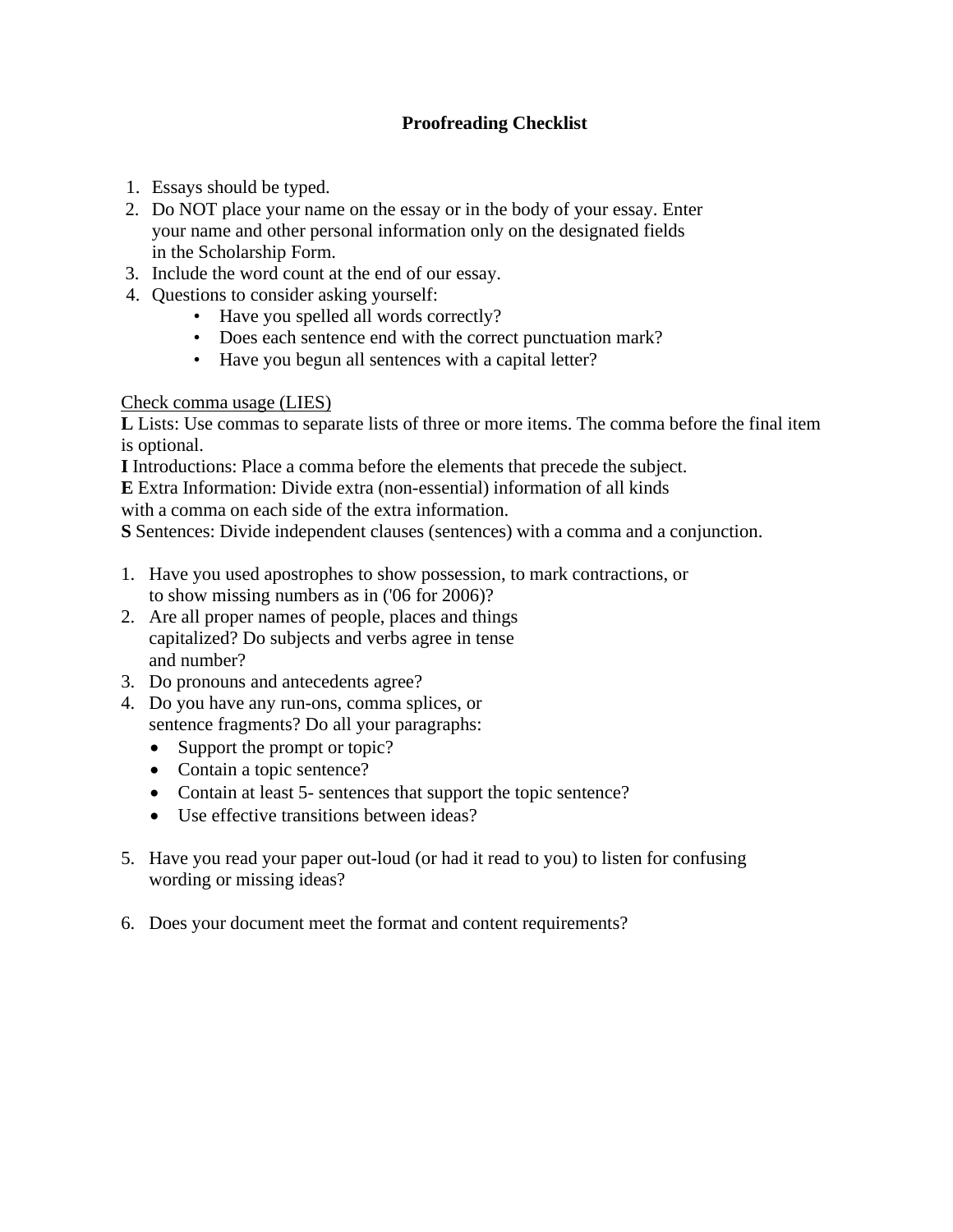# Proofreading Checklist

1. Essays should be typed.
2. Do NOT place your name on the essay or in the body of your essay. Enter your name and other personal information only on the designated fields in the Scholarship Form.
3. Include the word count at the end of our essay.
4. Questions to consider asking yourself:
    - Have you spelled all words correctly?
    - Does each sentence end with the correct punctuation mark?
    - Have you begun all sentences with a capital letter?

<u>Check comma usage (LIES)</u>

**L** Lists: Use commas to separate lists of three or more items. The comma before the final item is optional.

**I** Introductions: Place a comma before the elements that precede the subject.

**E** Extra Information: Divide extra (non-essential) information of all kinds with a comma on each side of the extra information.

**S** Sentences: Divide independent clauses (sentences) with a comma and a conjunction.

1. Have you used apostrophes to show possession, to mark contractions, or to show missing numbers as in ('06 for 2006)?
2. Are all proper names of people, places and things capitalized? Do subjects and verbs agree in tense and number?
3. Do pronouns and antecedents agree?
4. Do you have any run-ons, comma splices, or sentence fragments? Do all your paragraphs:
    - Support the prompt or topic?
    - Contain a topic sentence?
    - Contain at least 5- sentences that support the topic sentence?
    - Use effective transitions between ideas?

5. Have you read your paper out-loud (or had it read to you) to listen for confusing wording or missing ideas?

6. Does your document meet the format and content requirements?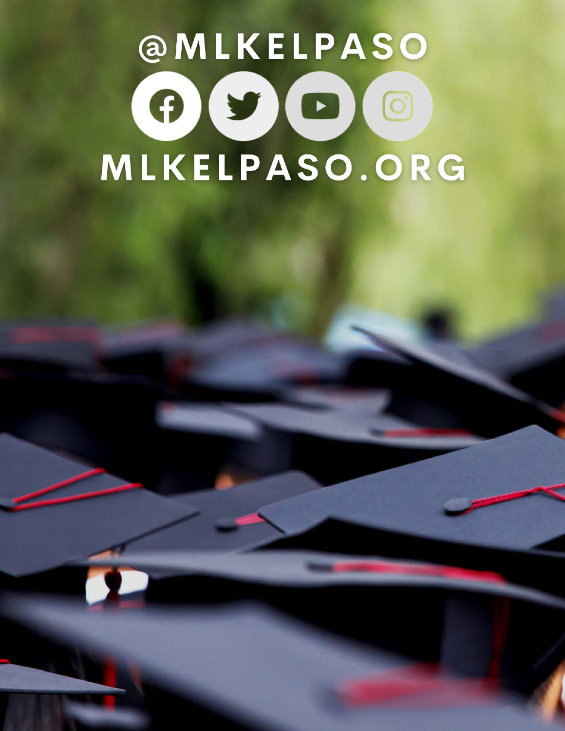@MLKELPASO

MLKELPASO.ORG